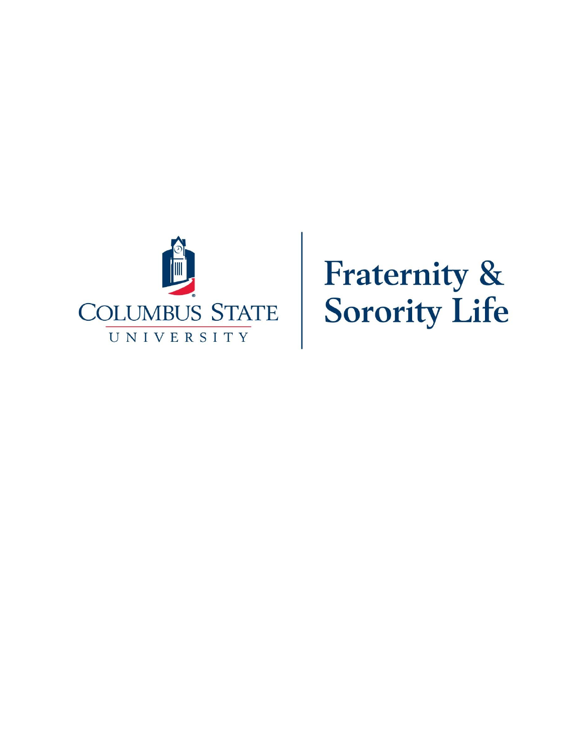COLUMBUS STATE UNIVERSITY

# Fraternity & Sorority Life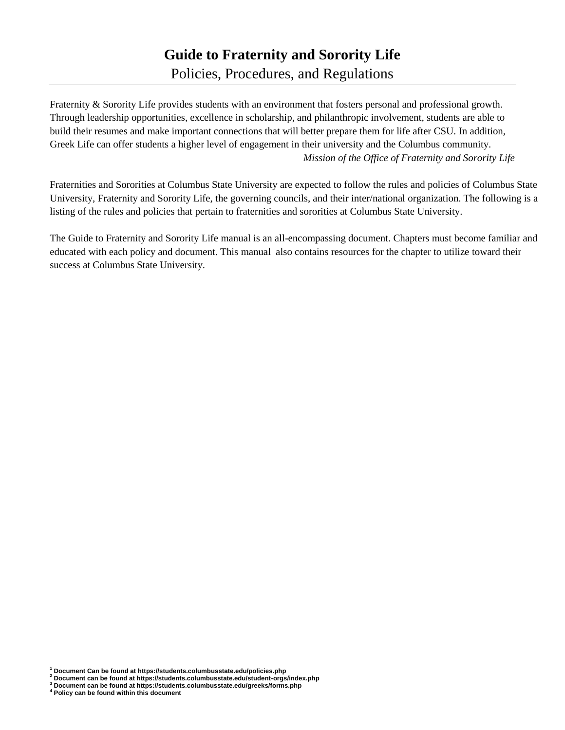# Guide to Fraternity and Sorority Life

Policies, Procedures, and Regulations

---

Fraternity & Sorority Life provides students with an environment that fosters personal and professional growth. Through leadership opportunities, excellence in scholarship, and philanthropic involvement, students are able to build their resumes and make important connections that will better prepare them for life after CSU. In addition, Greek Life can offer students a higher level of engagement in their university and the Columbus community.

*Mission of the Office of Fraternity and Sorority Life*

Fraternities and Sororities at Columbus State University are expected to follow the rules and policies of Columbus State University, Fraternity and Sorority Life, the governing councils, and their inter/national organization. The following is a listing of the rules and policies that pertain to fraternities and sororities at Columbus State University.

The Guide to Fraternity and Sorority Life manual is an all-encompassing document. Chapters must become familiar and educated with each policy and document. This manual also contains resources for the chapter to utilize toward their success at Columbus State University.

[1] **Document Can be found at https://students.columbusstate.edu/policies.php**
[2] **Document can be found at https://students.columbusstate.edu/student-orgs/index.php**
[3] **Document can be found at https://students.columbusstate.edu/greeks/forms.php**
[4] **Policy can be found within this document**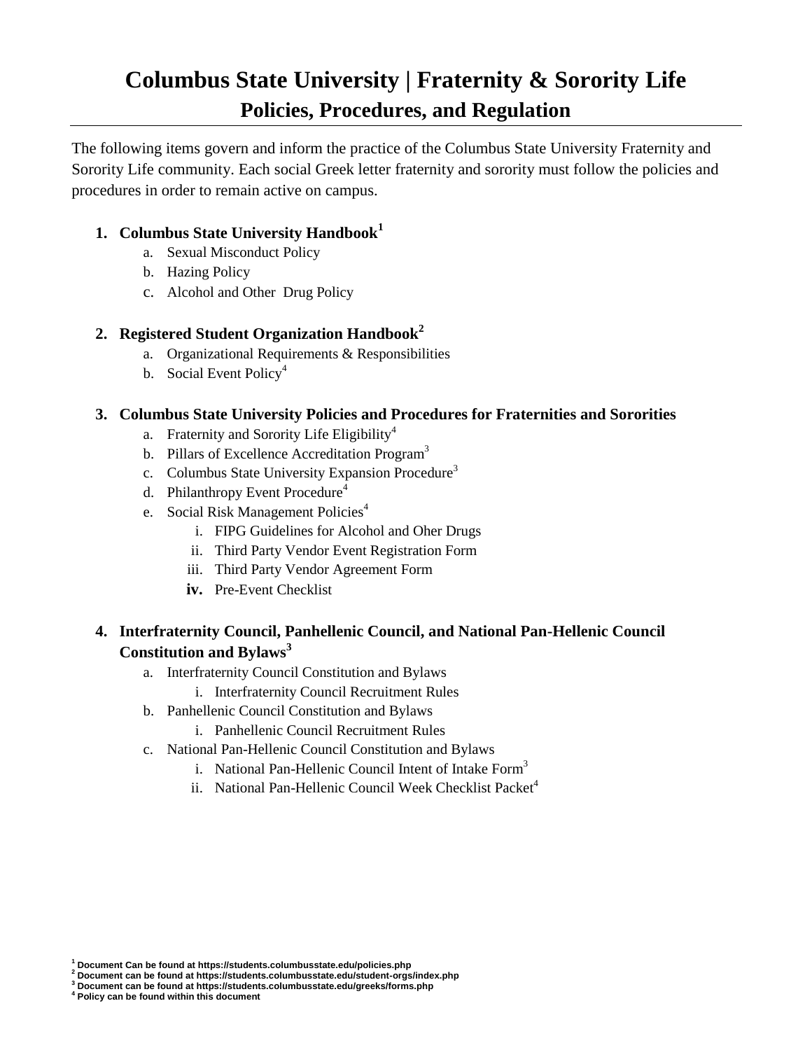# Columbus State University | Fraternity & Sorority Life

## Policies, Procedures, and Regulation

The following items govern and inform the practice of the Columbus State University Fraternity and Sorority Life community. Each social Greek letter fraternity and sorority must follow the policies and procedures in order to remain active on campus.

1. **Columbus State University Handbook**[1]
    a. Sexual Misconduct Policy
    b. Hazing Policy
    c. Alcohol and Other  Drug Policy

2. **Registered Student Organization Handbook**[2]
    a. Organizational Requirements & Responsibilities
    b. Social Event Policy[4]

3. **Columbus State University Policies and Procedures for Fraternities and Sororities**
    a. Fraternity and Sorority Life Eligibility[4]
    b. Pillars of Excellence Accreditation Program[3]
    c. Columbus State University Expansion Procedure[3]
    d. Philanthropy Event Procedure[4]
    e. Social Risk Management Policies[4]
        i. FIPG Guidelines for Alcohol and Oher Drugs
        ii. Third Party Vendor Event Registration Form
        iii. Third Party Vendor Agreement Form
        **iv.** Pre-Event Checklist

4. **Interfraternity Council, Panhellenic Council, and National Pan-Hellenic Council Constitution and Bylaws**[3]
    a. Interfraternity Council Constitution and Bylaws
        i. Interfraternity Council Recruitment Rules
    b. Panhellenic Council Constitution and Bylaws
        i. Panhellenic Council Recruitment Rules
    c. National Pan-Hellenic Council Constitution and Bylaws
        i. National Pan-Hellenic Council Intent of Intake Form[3]
        ii. National Pan-Hellenic Council Week Checklist Packet[4]

[1] **Document Can be found at https://students.columbusstate.edu/policies.php**
[2] **Document can be found at https://students.columbusstate.edu/student-orgs/index.php**
[3] **Document can be found at https://students.columbusstate.edu/greeks/forms.php**
[4] **Policy can be found within this document**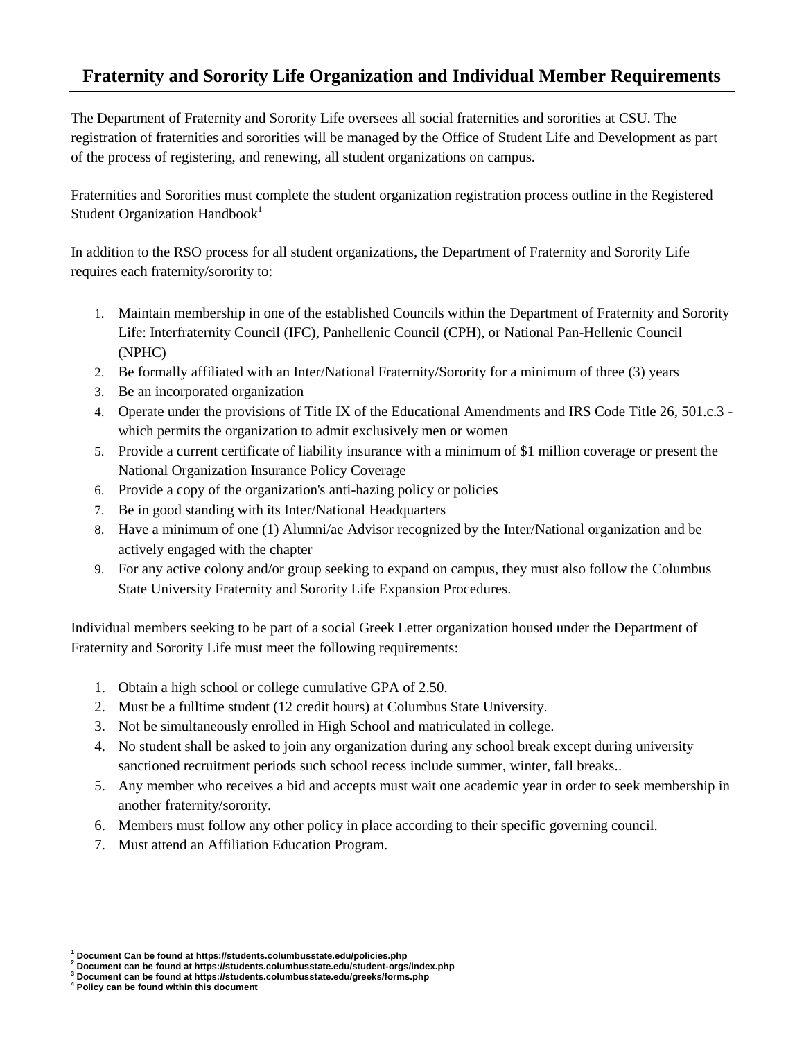## Fraternity and Sorority Life Organization and Individual Member Requirements

The Department of Fraternity and Sorority Life oversees all social fraternities and sororities at CSU. The registration of fraternities and sororities will be managed by the Office of Student Life and Development as part of the process of registering, and renewing, all student organizations on campus.

Fraternities and Sororities must complete the student organization registration process outline in the Registered Student Organization Handbook[1]

In addition to the RSO process for all student organizations, the Department of Fraternity and Sorority Life requires each fraternity/sorority to:

1. Maintain membership in one of the established Councils within the Department of Fraternity and Sorority Life: Interfraternity Council (IFC), Panhellenic Council (CPH), or National Pan-Hellenic Council (NPHC)
2. Be formally affiliated with an Inter/National Fraternity/Sorority for a minimum of three (3) years
3. Be an incorporated organization
4. Operate under the provisions of Title IX of the Educational Amendments and IRS Code Title 26, 501.c.3 - which permits the organization to admit exclusively men or women
5. Provide a current certificate of liability insurance with a minimum of $1 million coverage or present the National Organization Insurance Policy Coverage
6. Provide a copy of the organization's anti-hazing policy or policies
7. Be in good standing with its Inter/National Headquarters
8. Have a minimum of one (1) Alumni/ae Advisor recognized by the Inter/National organization and be actively engaged with the chapter
9. For any active colony and/or group seeking to expand on campus, they must also follow the Columbus State University Fraternity and Sorority Life Expansion Procedures.

Individual members seeking to be part of a social Greek Letter organization housed under the Department of Fraternity and Sorority Life must meet the following requirements:

1. Obtain a high school or college cumulative GPA of 2.50.
2. Must be a fulltime student (12 credit hours) at Columbus State University.
3. Not be simultaneously enrolled in High School and matriculated in college.
4. No student shall be asked to join any organization during any school break except during university sanctioned recruitment periods such school recess include summer, winter, fall breaks..
5. Any member who receives a bid and accepts must wait one academic year in order to seek membership in another fraternity/sorority.
6. Members must follow any other policy in place according to their specific governing council.
7. Must attend an Affiliation Education Program.

[1] **Document Can be found at https://students.columbusstate.edu/policies.php**
[2] **Document can be found at https://students.columbusstate.edu/student-orgs/index.php**
[3] **Document can be found at https://students.columbusstate.edu/greeks/forms.php**
[4] **Policy can be found within this document**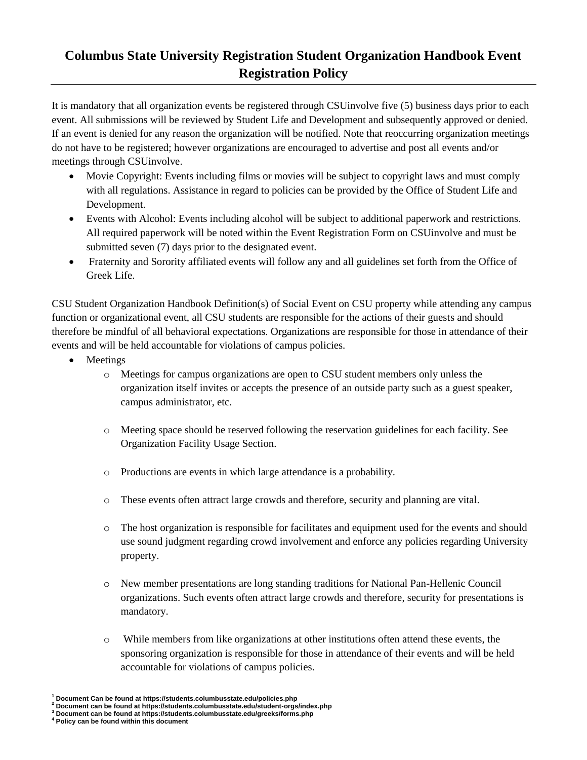# Columbus State University Registration Student Organization Handbook Event Registration Policy

It is mandatory that all organization events be registered through CSUinvolve five (5) business days prior to each event. All submissions will be reviewed by Student Life and Development and subsequently approved or denied. If an event is denied for any reason the organization will be notified. Note that reoccurring organization meetings do not have to be registered; however organizations are encouraged to advertise and post all events and/or meetings through CSUinvolve.

- Movie Copyright: Events including films or movies will be subject to copyright laws and must comply with all regulations. Assistance in regard to policies can be provided by the Office of Student Life and Development.
- Events with Alcohol: Events including alcohol will be subject to additional paperwork and restrictions. All required paperwork will be noted within the Event Registration Form on CSUinvolve and must be submitted seven (7) days prior to the designated event.
- Fraternity and Sorority affiliated events will follow any and all guidelines set forth from the Office of Greek Life.

CSU Student Organization Handbook Definition(s) of Social Event on CSU property while attending any campus function or organizational event, all CSU students are responsible for the actions of their guests and should therefore be mindful of all behavioral expectations. Organizations are responsible for those in attendance of their events and will be held accountable for violations of campus policies.

- Meetings
  - Meetings for campus organizations are open to CSU student members only unless the organization itself invites or accepts the presence of an outside party such as a guest speaker, campus administrator, etc.
  - Meeting space should be reserved following the reservation guidelines for each facility. See Organization Facility Usage Section.
  - Productions are events in which large attendance is a probability.
  - These events often attract large crowds and therefore, security and planning are vital.
  - The host organization is responsible for facilitates and equipment used for the events and should use sound judgment regarding crowd involvement and enforce any policies regarding University property.
  - New member presentations are long standing traditions for National Pan-Hellenic Council organizations. Such events often attract large crowds and therefore, security for presentations is mandatory.
  - While members from like organizations at other institutions often attend these events, the sponsoring organization is responsible for those in attendance of their events and will be held accountable for violations of campus policies.

[1] Document Can be found at https://students.columbusstate.edu/policies.php
[2] Document can be found at https://students.columbusstate.edu/student-orgs/index.php
[3] Document can be found at https://students.columbusstate.edu/greeks/forms.php
[4] Policy can be found within this document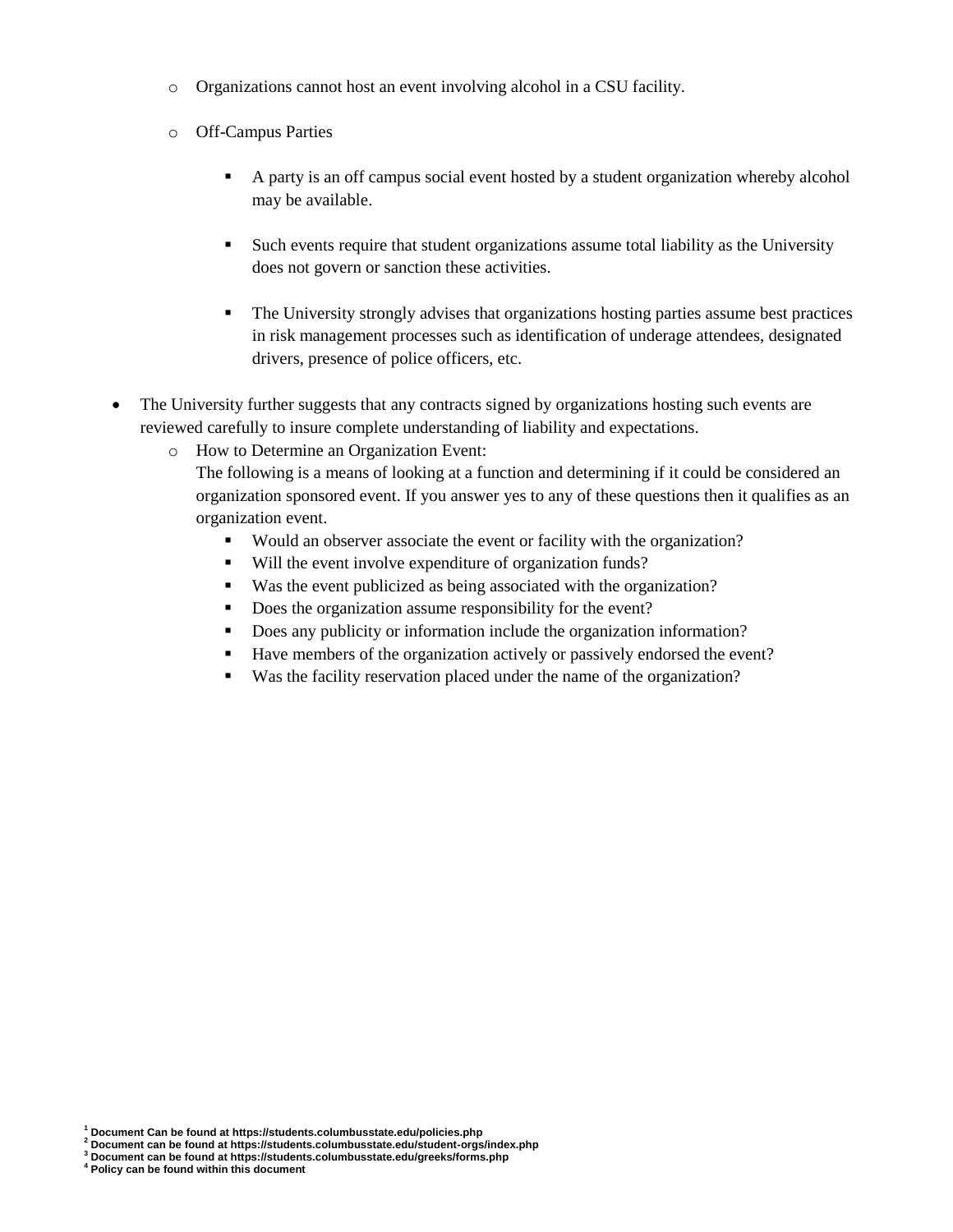- Organizations cannot host an event involving alcohol in a CSU facility.
  - Off-Campus Parties
    - A party is an off campus social event hosted by a student organization whereby alcohol may be available.
    - Such events require that student organizations assume total liability as the University does not govern or sanction these activities.
    - The University strongly advises that organizations hosting parties assume best practices in risk management processes such as identification of underage attendees, designated drivers, presence of police officers, etc.

- The University further suggests that any contracts signed by organizations hosting such events are reviewed carefully to insure complete understanding of liability and expectations.
  - How to Determine an Organization Event:
    The following is a means of looking at a function and determining if it could be considered an organization sponsored event. If you answer yes to any of these questions then it qualifies as an organization event.
    - Would an observer associate the event or facility with the organization?
    - Will the event involve expenditure of organization funds?
    - Was the event publicized as being associated with the organization?
    - Does the organization assume responsibility for the event?
    - Does any publicity or information include the organization information?
    - Have members of the organization actively or passively endorsed the event?
    - Was the facility reservation placed under the name of the organization?

[1] Document Can be found at https://students.columbusstate.edu/policies.php
[2] Document can be found at https://students.columbusstate.edu/student-orgs/index.php
[3] Document can be found at https://students.columbusstate.edu/greeks/forms.php
[4] Policy can be found within this document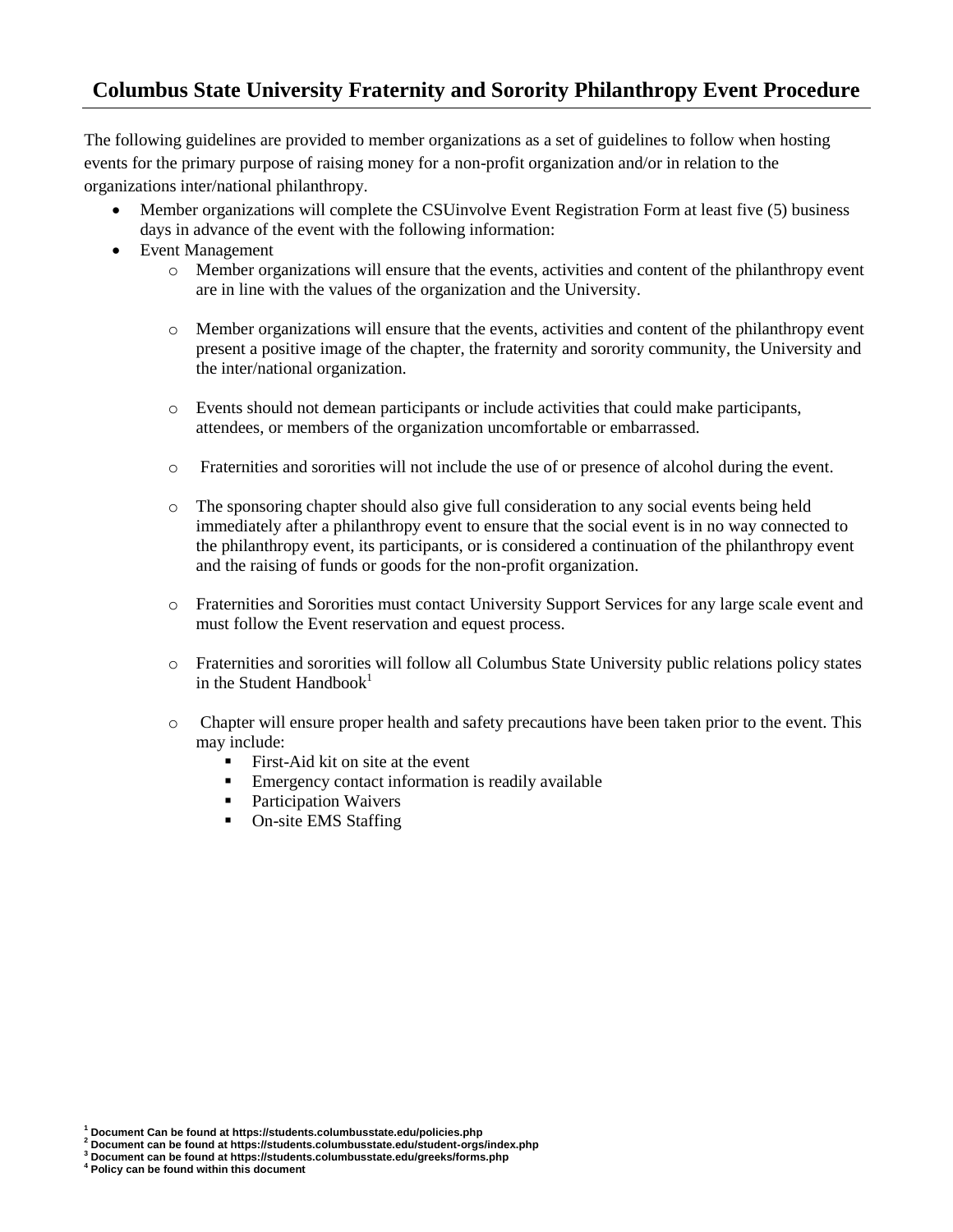## Columbus State University Fraternity and Sorority Philanthropy Event Procedure

The following guidelines are provided to member organizations as a set of guidelines to follow when hosting events for the primary purpose of raising money for a non-profit organization and/or in relation to the organizations inter/national philanthropy.

- Member organizations will complete the CSUinvolve Event Registration Form at least five (5) business days in advance of the event with the following information:
- Event Management
  - Member organizations will ensure that the events, activities and content of the philanthropy event are in line with the values of the organization and the University.
  - Member organizations will ensure that the events, activities and content of the philanthropy event present a positive image of the chapter, the fraternity and sorority community, the University and the inter/national organization.
  - Events should not demean participants or include activities that could make participants, attendees, or members of the organization uncomfortable or embarrassed.
  - Fraternities and sororities will not include the use of or presence of alcohol during the event.
  - The sponsoring chapter should also give full consideration to any social events being held immediately after a philanthropy event to ensure that the social event is in no way connected to the philanthropy event, its participants, or is considered a continuation of the philanthropy event and the raising of funds or goods for the non-profit organization.
  - Fraternities and Sororities must contact University Support Services for any large scale event and must follow the Event reservation and equest process.
  - Fraternities and sororities will follow all Columbus State University public relations policy states in the Student Handbook[1]
  - Chapter will ensure proper health and safety precautions have been taken prior to the event. This may include:
    - First-Aid kit on site at the event
    - Emergency contact information is readily available
    - Participation Waivers
    - On-site EMS Staffing

[1] Document Can be found at https://students.columbusstate.edu/policies.php
[2] Document can be found at https://students.columbusstate.edu/student-orgs/index.php
[3] Document can be found at https://students.columbusstate.edu/greeks/forms.php
[4] Policy can be found within this document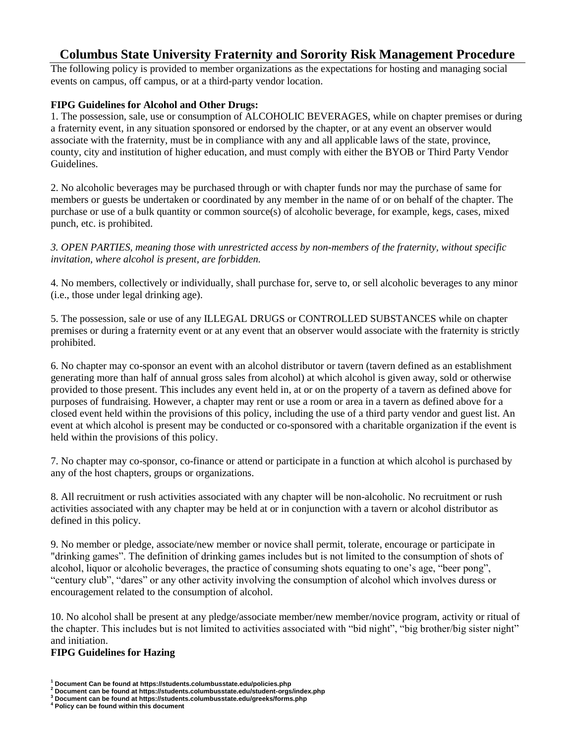# Columbus State University Fraternity and Sorority Risk Management Procedure

The following policy is provided to member organizations as the expectations for hosting and managing social events on campus, off campus, or at a third-party vendor location.

**FIPG Guidelines for Alcohol and Other Drugs:**

1. The possession, sale, use or consumption of ALCOHOLIC BEVERAGES, while on chapter premises or during a fraternity event, in any situation sponsored or endorsed by the chapter, or at any event an observer would associate with the fraternity, must be in compliance with any and all applicable laws of the state, province, county, city and institution of higher education, and must comply with either the BYOB or Third Party Vendor Guidelines.

2. No alcoholic beverages may be purchased through or with chapter funds nor may the purchase of same for members or guests be undertaken or coordinated by any member in the name of or on behalf of the chapter. The purchase or use of a bulk quantity or common source(s) of alcoholic beverage, for example, kegs, cases, mixed punch, etc. is prohibited.

*3. OPEN PARTIES, meaning those with unrestricted access by non-members of the fraternity, without specific invitation, where alcohol is present, are forbidden.*

4. No members, collectively or individually, shall purchase for, serve to, or sell alcoholic beverages to any minor (i.e., those under legal drinking age).

5. The possession, sale or use of any ILLEGAL DRUGS or CONTROLLED SUBSTANCES while on chapter premises or during a fraternity event or at any event that an observer would associate with the fraternity is strictly prohibited.

6. No chapter may co-sponsor an event with an alcohol distributor or tavern (tavern defined as an establishment generating more than half of annual gross sales from alcohol) at which alcohol is given away, sold or otherwise provided to those present. This includes any event held in, at or on the property of a tavern as defined above for purposes of fundraising. However, a chapter may rent or use a room or area in a tavern as defined above for a closed event held within the provisions of this policy, including the use of a third party vendor and guest list. An event at which alcohol is present may be conducted or co-sponsored with a charitable organization if the event is held within the provisions of this policy.

7. No chapter may co-sponsor, co-finance or attend or participate in a function at which alcohol is purchased by any of the host chapters, groups or organizations.

8. All recruitment or rush activities associated with any chapter will be non-alcoholic. No recruitment or rush activities associated with any chapter may be held at or in conjunction with a tavern or alcohol distributor as defined in this policy.

9. No member or pledge, associate/new member or novice shall permit, tolerate, encourage or participate in "drinking games". The definition of drinking games includes but is not limited to the consumption of shots of alcohol, liquor or alcoholic beverages, the practice of consuming shots equating to one's age, "beer pong", "century club", "dares" or any other activity involving the consumption of alcohol which involves duress or encouragement related to the consumption of alcohol.

10. No alcohol shall be present at any pledge/associate member/new member/novice program, activity or ritual of the chapter. This includes but is not limited to activities associated with "bid night", "big brother/big sister night" and initiation.

**FIPG Guidelines for Hazing**

[1] Document Can be found at https://students.columbusstate.edu/policies.php
[2] Document can be found at https://students.columbusstate.edu/student-orgs/index.php
[3] Document can be found at https://students.columbusstate.edu/greeks/forms.php
[4] Policy can be found within this document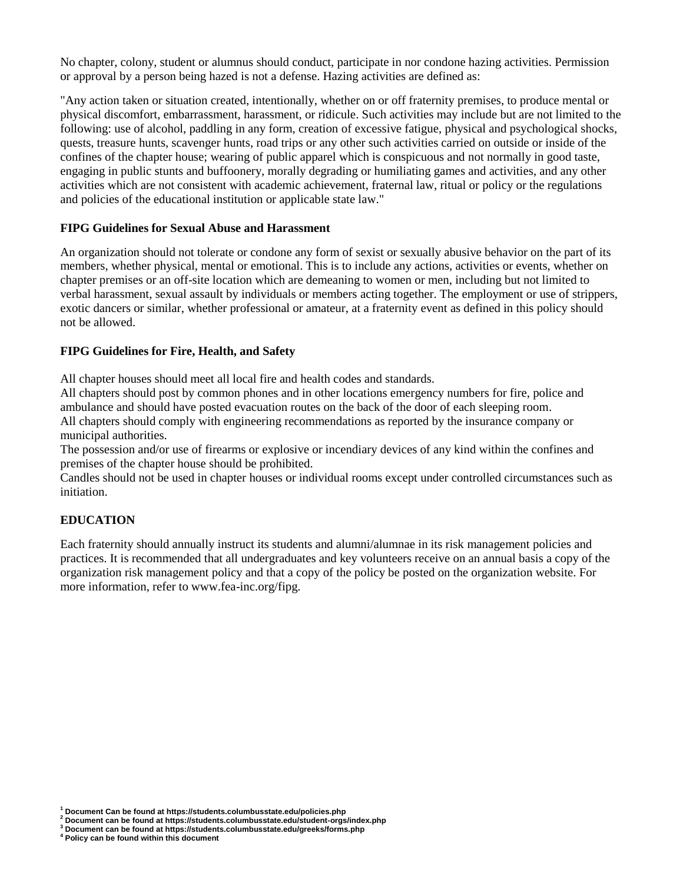No chapter, colony, student or alumnus should conduct, participate in nor condone hazing activities. Permission or approval by a person being hazed is not a defense. Hazing activities are defined as:

"Any action taken or situation created, intentionally, whether on or off fraternity premises, to produce mental or physical discomfort, embarrassment, harassment, or ridicule. Such activities may include but are not limited to the following: use of alcohol, paddling in any form, creation of excessive fatigue, physical and psychological shocks, quests, treasure hunts, scavenger hunts, road trips or any other such activities carried on outside or inside of the confines of the chapter house; wearing of public apparel which is conspicuous and not normally in good taste, engaging in public stunts and buffoonery, morally degrading or humiliating games and activities, and any other activities which are not consistent with academic achievement, fraternal law, ritual or policy or the regulations and policies of the educational institution or applicable state law."

**FIPG Guidelines for Sexual Abuse and Harassment**

An organization should not tolerate or condone any form of sexist or sexually abusive behavior on the part of its members, whether physical, mental or emotional. This is to include any actions, activities or events, whether on chapter premises or an off-site location which are demeaning to women or men, including but not limited to verbal harassment, sexual assault by individuals or members acting together. The employment or use of strippers, exotic dancers or similar, whether professional or amateur, at a fraternity event as defined in this policy should not be allowed.

**FIPG Guidelines for Fire, Health, and Safety**

All chapter houses should meet all local fire and health codes and standards.
All chapters should post by common phones and in other locations emergency numbers for fire, police and ambulance and should have posted evacuation routes on the back of the door of each sleeping room.
All chapters should comply with engineering recommendations as reported by the insurance company or municipal authorities.
The possession and/or use of firearms or explosive or incendiary devices of any kind within the confines and premises of the chapter house should be prohibited.
Candles should not be used in chapter houses or individual rooms except under controlled circumstances such as initiation.

**EDUCATION**

Each fraternity should annually instruct its students and alumni/alumnae in its risk management policies and practices. It is recommended that all undergraduates and key volunteers receive on an annual basis a copy of the organization risk management policy and that a copy of the policy be posted on the organization website. For more information, refer to www.fea-inc.org/fipg.

[1] Document Can be found at https://students.columbusstate.edu/policies.php
[2] Document can be found at https://students.columbusstate.edu/student-orgs/index.php
[3] Document can be found at https://students.columbusstate.edu/greeks/forms.php
[4] Policy can be found within this document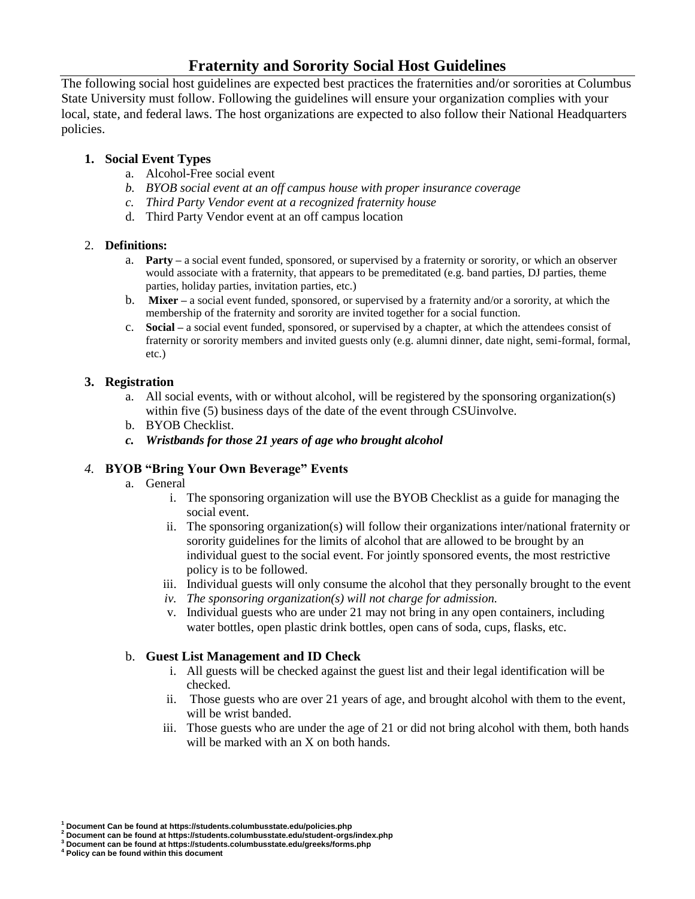# Fraternity and Sorority Social Host Guidelines

The following social host guidelines are expected best practices the fraternities and/or sororities at Columbus State University must follow. Following the guidelines will ensure your organization complies with your local, state, and federal laws. The host organizations are expected to also follow their National Headquarters policies.

1. **Social Event Types**
    a. Alcohol-Free social event
    b. *BYOB social event at an off campus house with proper insurance coverage*
    c. *Third Party Vendor event at a recognized fraternity house*
    d. Third Party Vendor event at an off campus location

2. **Definitions:**
    a. **Party –** a social event funded, sponsored, or supervised by a fraternity or sorority, or which an observer would associate with a fraternity, that appears to be premeditated (e.g. band parties, DJ parties, theme parties, holiday parties, invitation parties, etc.)
    b. **Mixer –** a social event funded, sponsored, or supervised by a fraternity and/or a sorority, at which the membership of the fraternity and sorority are invited together for a social function.
    c. **Social –** a social event funded, sponsored, or supervised by a chapter, at which the attendees consist of fraternity or sorority members and invited guests only (e.g. alumni dinner, date night, semi-formal, formal, etc.)

3. **Registration**
    a. All social events, with or without alcohol, will be registered by the sponsoring organization(s) within five (5) business days of the date of the event through CSUinvolve.
    b. BYOB Checklist.
    c. ***Wristbands for those 21 years of age who brought alcohol***

4. **BYOB "Bring Your Own Beverage" Events**
    a. General
        i. The sponsoring organization will use the BYOB Checklist as a guide for managing the social event.
        ii. The sponsoring organization(s) will follow their organizations inter/national fraternity or sorority guidelines for the limits of alcohol that are allowed to be brought by an individual guest to the social event. For jointly sponsored events, the most restrictive policy is to be followed.
        iii. Individual guests will only consume the alcohol that they personally brought to the event
        iv. *The sponsoring organization(s) will not charge for admission.*
        v. Individual guests who are under 21 may not bring in any open containers, including water bottles, open plastic drink bottles, open cans of soda, cups, flasks, etc.

    b. **Guest List Management and ID Check**
        i. All guests will be checked against the guest list and their legal identification will be checked.
        ii. Those guests who are over 21 years of age, and brought alcohol with them to the event, will be wrist banded.
        iii. Those guests who are under the age of 21 or did not bring alcohol with them, both hands will be marked with an X on both hands.

---

[1] **Document Can be found at https://students.columbusstate.edu/policies.php**
[2] **Document can be found at https://students.columbusstate.edu/student-orgs/index.php**
[3] **Document can be found at https://students.columbusstate.edu/greeks/forms.php**
[4] **Policy can be found within this document**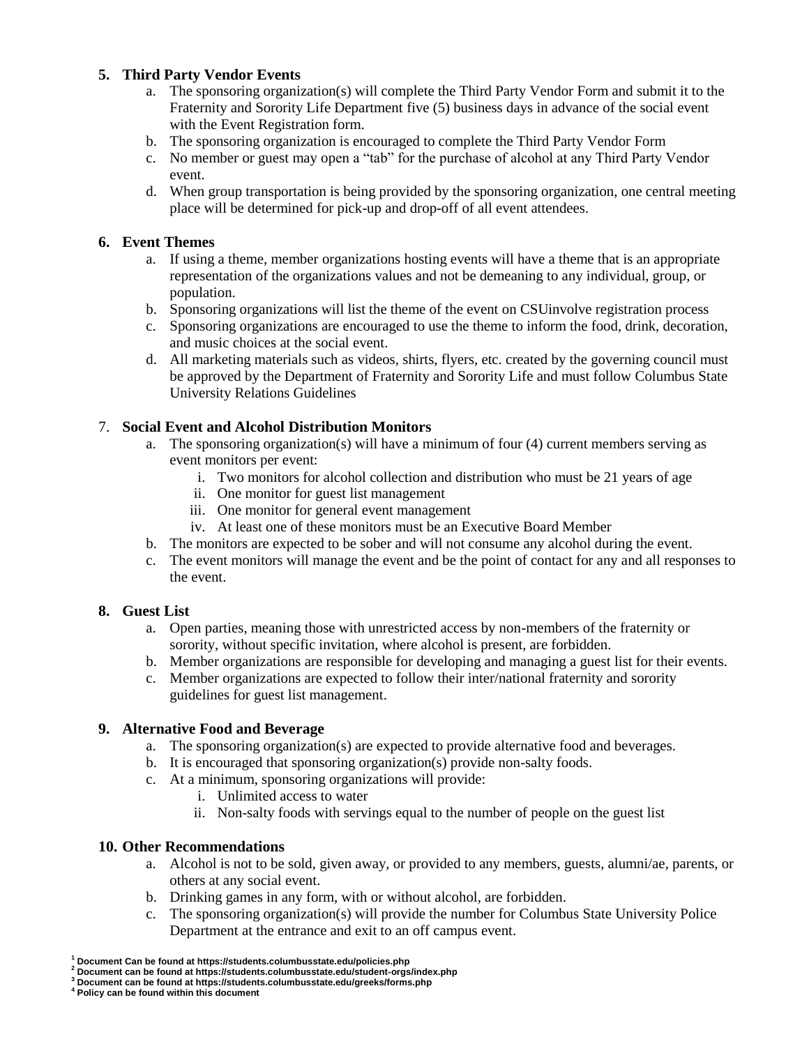5. **Third Party Vendor Events**
    a. The sponsoring organization(s) will complete the Third Party Vendor Form and submit it to the Fraternity and Sorority Life Department five (5) business days in advance of the social event with the Event Registration form.
    b. The sponsoring organization is encouraged to complete the Third Party Vendor Form
    c. No member or guest may open a "tab" for the purchase of alcohol at any Third Party Vendor event.
    d. When group transportation is being provided by the sponsoring organization, one central meeting place will be determined for pick-up and drop-off of all event attendees.

6. **Event Themes**
    a. If using a theme, member organizations hosting events will have a theme that is an appropriate representation of the organizations values and not be demeaning to any individual, group, or population.
    b. Sponsoring organizations will list the theme of the event on CSUinvolve registration process
    c. Sponsoring organizations are encouraged to use the theme to inform the food, drink, decoration, and music choices at the social event.
    d. All marketing materials such as videos, shirts, flyers, etc. created by the governing council must be approved by the Department of Fraternity and Sorority Life and must follow Columbus State University Relations Guidelines

7. **Social Event and Alcohol Distribution Monitors**
    a. The sponsoring organization(s) will have a minimum of four (4) current members serving as event monitors per event:
        i. Two monitors for alcohol collection and distribution who must be 21 years of age
        ii. One monitor for guest list management
        iii. One monitor for general event management
        iv. At least one of these monitors must be an Executive Board Member
    b. The monitors are expected to be sober and will not consume any alcohol during the event.
    c. The event monitors will manage the event and be the point of contact for any and all responses to the event.

8. **Guest List**
    a. Open parties, meaning those with unrestricted access by non-members of the fraternity or sorority, without specific invitation, where alcohol is present, are forbidden.
    b. Member organizations are responsible for developing and managing a guest list for their events.
    c. Member organizations are expected to follow their inter/national fraternity and sorority guidelines for guest list management.

9. **Alternative Food and Beverage**
    a. The sponsoring organization(s) are expected to provide alternative food and beverages.
    b. It is encouraged that sponsoring organization(s) provide non-salty foods.
    c. At a minimum, sponsoring organizations will provide:
        i. Unlimited access to water
        ii. Non-salty foods with servings equal to the number of people on the guest list

10. **Other Recommendations**
    a. Alcohol is not to be sold, given away, or provided to any members, guests, alumni/ae, parents, or others at any social event.
    b. Drinking games in any form, with or without alcohol, are forbidden.
    c. The sponsoring organization(s) will provide the number for Columbus State University Police Department at the entrance and exit to an off campus event.

[1] Document Can be found at https://students.columbusstate.edu/policies.php
[2] Document can be found at https://students.columbusstate.edu/student-orgs/index.php
[3] Document can be found at https://students.columbusstate.edu/greeks/forms.php
[4] Policy can be found within this document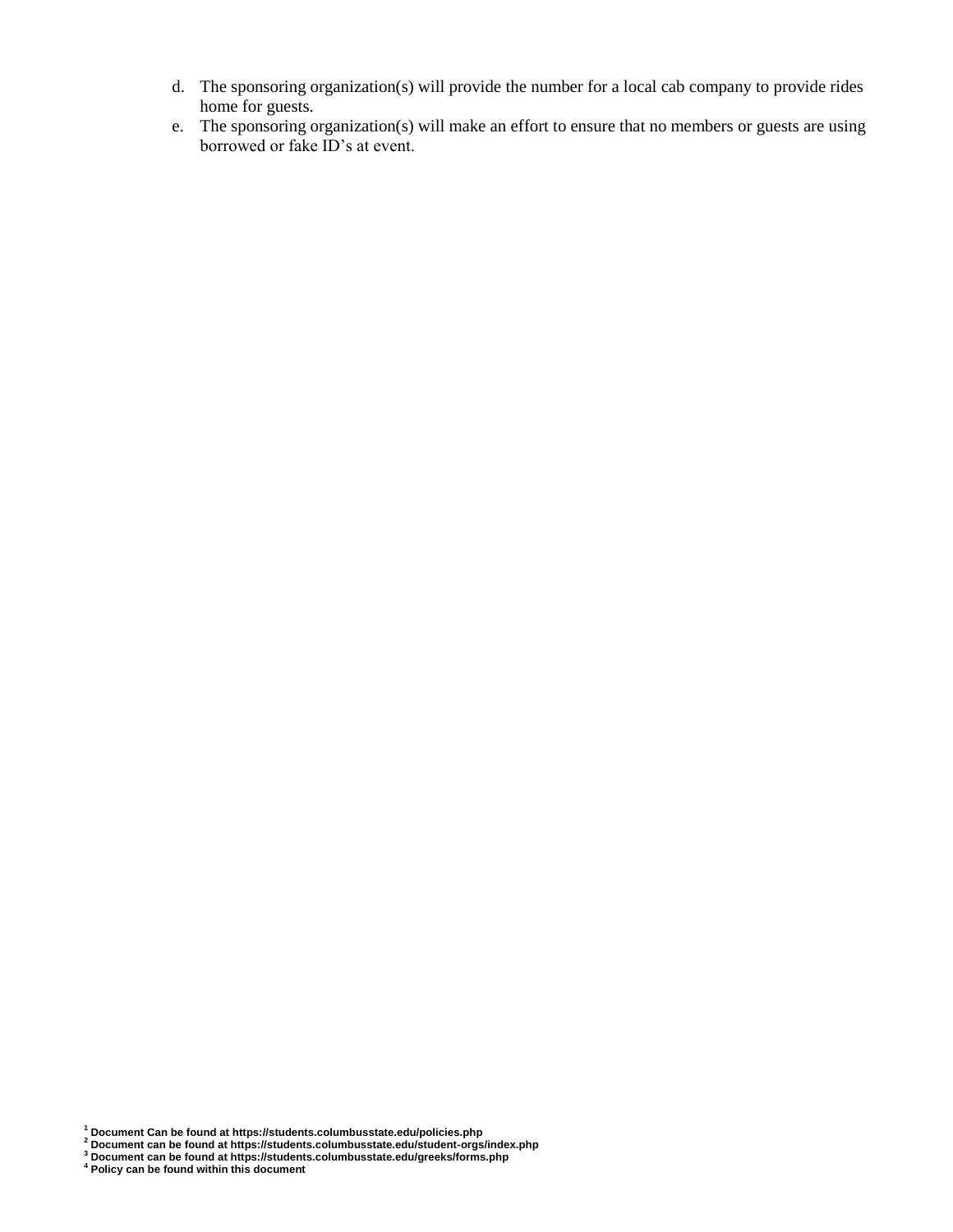d. The sponsoring organization(s) will provide the number for a local cab company to provide rides home for guests.
e. The sponsoring organization(s) will make an effort to ensure that no members or guests are using borrowed or fake ID's at event.

**[1] Document Can be found at https://students.columbusstate.edu/policies.php**
**[2] Document can be found at https://students.columbusstate.edu/student-orgs/index.php**
**[3] Document can be found at https://students.columbusstate.edu/greeks/forms.php**
**[4] Policy can be found within this document**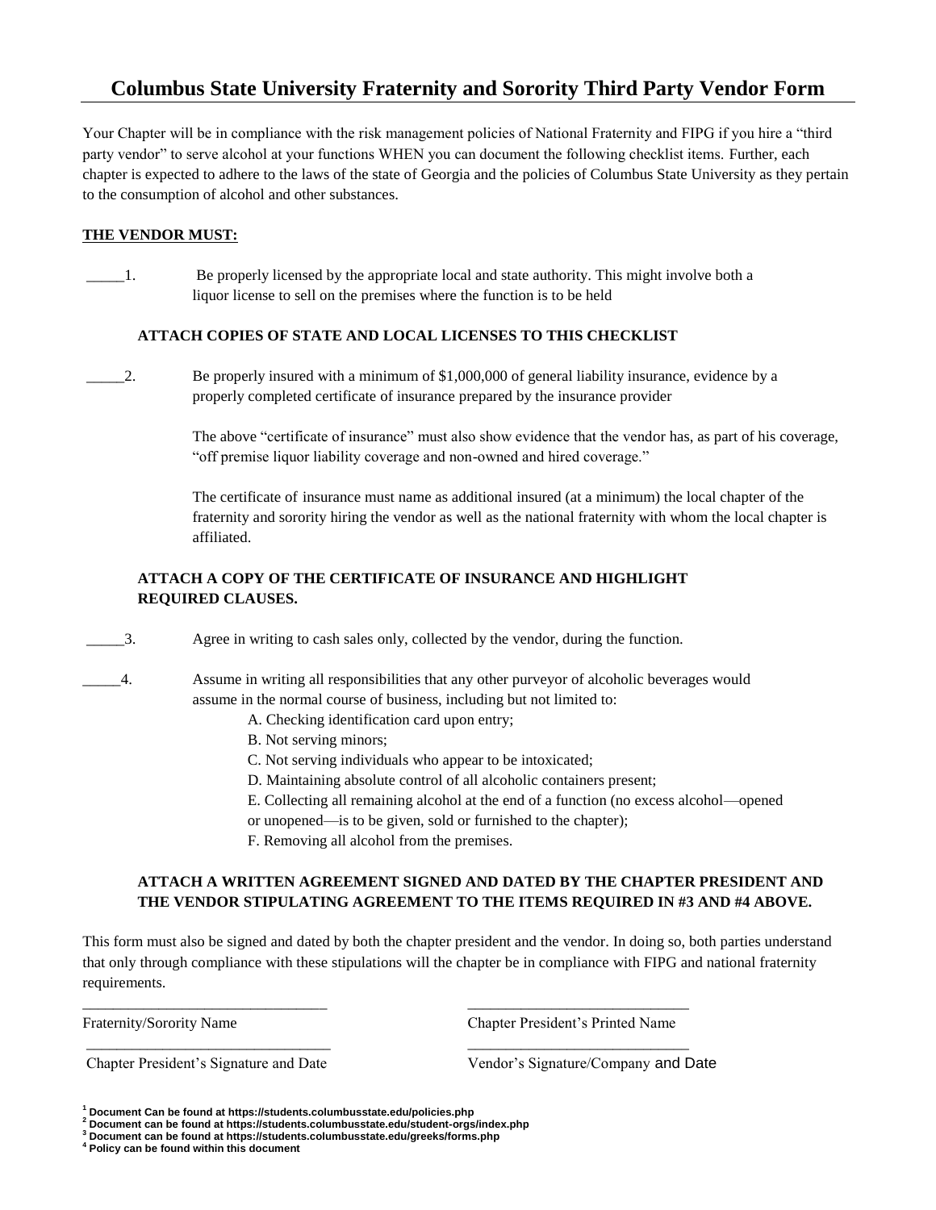# Columbus State University Fraternity and Sorority Third Party Vendor Form

Your Chapter will be in compliance with the risk management policies of National Fraternity and FIPG if you hire a "third party vendor" to serve alcohol at your functions WHEN you can document the following checklist items. Further, each chapter is expected to adhere to the laws of the state of Georgia and the policies of Columbus State University as they pertain to the consumption of alcohol and other substances.

**THE VENDOR MUST:**

_____1. Be properly licensed by the appropriate local and state authority. This might involve both a liquor license to sell on the premises where the function is to be held

**ATTACH COPIES OF STATE AND LOCAL LICENSES TO THIS CHECKLIST**

_____2. Be properly insured with a minimum of $1,000,000 of general liability insurance, evidence by a properly completed certificate of insurance prepared by the insurance provider

The above "certificate of insurance" must also show evidence that the vendor has, as part of his coverage, "off premise liquor liability coverage and non-owned and hired coverage."

The certificate of insurance must name as additional insured (at a minimum) the local chapter of the fraternity and sorority hiring the vendor as well as the national fraternity with whom the local chapter is affiliated.

**ATTACH A COPY OF THE CERTIFICATE OF INSURANCE AND HIGHLIGHT REQUIRED CLAUSES.**

_____3. Agree in writing to cash sales only, collected by the vendor, during the function.

_____4. Assume in writing all responsibilities that any other purveyor of alcoholic beverages would assume in the normal course of business, including but not limited to:

A. Checking identification card upon entry;
B. Not serving minors;
C. Not serving individuals who appear to be intoxicated;
D. Maintaining absolute control of all alcoholic containers present;
E. Collecting all remaining alcohol at the end of a function (no excess alcohol—opened or unopened—is to be given, sold or furnished to the chapter);
F. Removing all alcohol from the premises.

**ATTACH A WRITTEN AGREEMENT SIGNED AND DATED BY THE CHAPTER PRESIDENT AND THE VENDOR STIPULATING AGREEMENT TO THE ITEMS REQUIRED IN #3 AND #4 ABOVE.**

This form must also be signed and dated by both the chapter president and the vendor. In doing so, both parties understand that only through compliance with these stipulations will the chapter be in compliance with FIPG and national fraternity requirements.

________________________________ ________________________________
Fraternity/Sorority Name Chapter President's Printed Name

________________________________ ________________________________
Chapter President's Signature and Date Vendor's Signature/Company and Date

[1] **Document Can be found at https://students.columbusstate.edu/policies.php**
[2] **Document can be found at https://students.columbusstate.edu/student-orgs/index.php**
[3] **Document can be found at https://students.columbusstate.edu/greeks/forms.php**
[4] **Policy can be found within this document**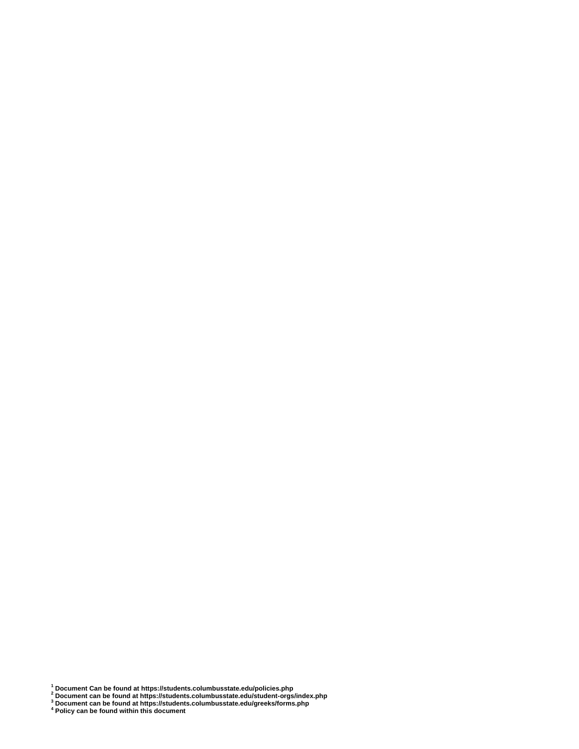[1] Document Can be found at https://students.columbusstate.edu/policies.php
[2] Document can be found at https://students.columbusstate.edu/student-orgs/index.php
[3] Document can be found at https://students.columbusstate.edu/greeks/forms.php
[4] Policy can be found within this document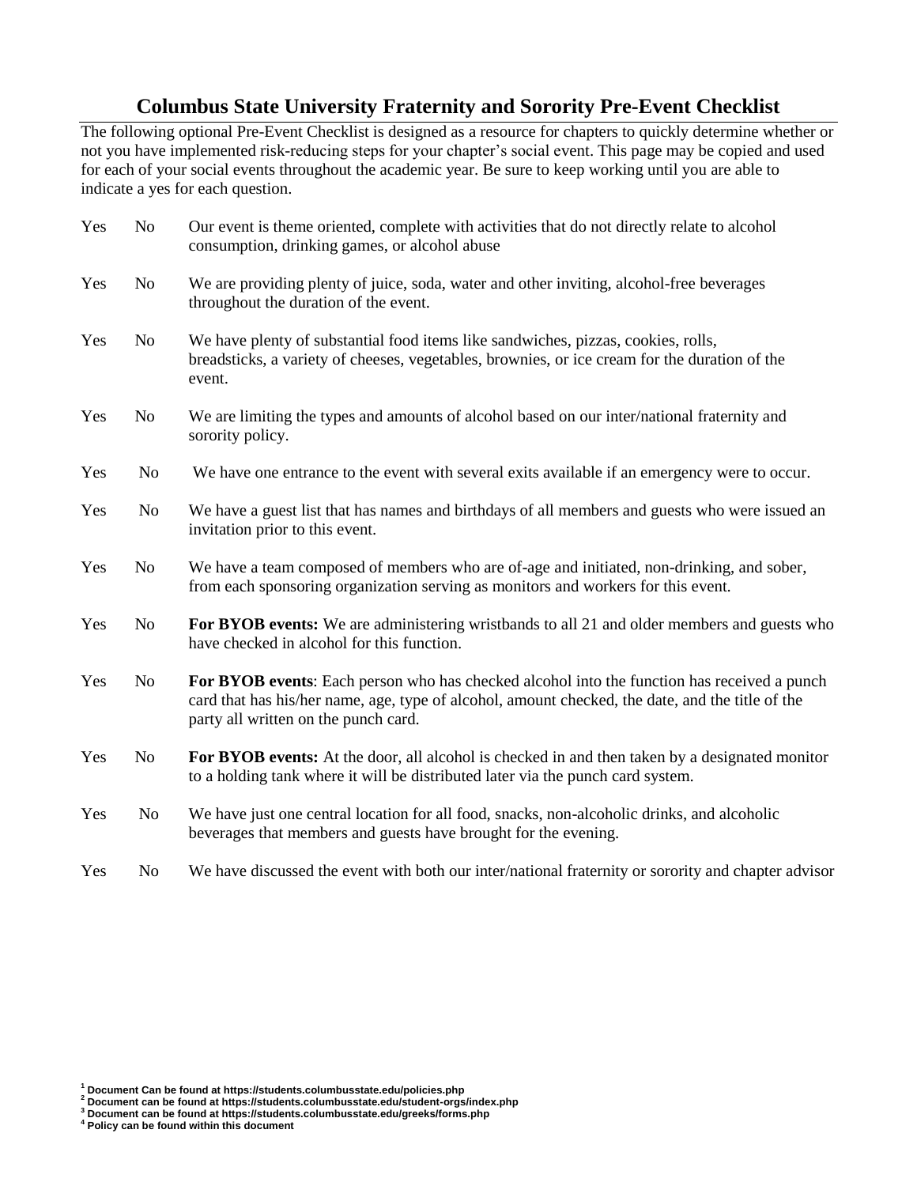# Columbus State University Fraternity and Sorority Pre-Event Checklist

The following optional Pre-Event Checklist is designed as a resource for chapters to quickly determine whether or not you have implemented risk-reducing steps for your chapter's social event. This page may be copied and used for each of your social events throughout the academic year. Be sure to keep working until you are able to indicate a yes for each question.

| | | |
|---|---|---|
| Yes | No | Our event is theme oriented, complete with activities that do not directly relate to alcohol consumption, drinking games, or alcohol abuse |
| Yes | No | We are providing plenty of juice, soda, water and other inviting, alcohol-free beverages throughout the duration of the event. |
| Yes | No | We have plenty of substantial food items like sandwiches, pizzas, cookies, rolls, breadsticks, a variety of cheeses, vegetables, brownies, or ice cream for the duration of the event. |
| Yes | No | We are limiting the types and amounts of alcohol based on our inter/national fraternity and sorority policy. |
| Yes | No | We have one entrance to the event with several exits available if an emergency were to occur. |
| Yes | No | We have a guest list that has names and birthdays of all members and guests who were issued an invitation prior to this event. |
| Yes | No | We have a team composed of members who are of-age and initiated, non-drinking, and sober, from each sponsoring organization serving as monitors and workers for this event. |
| Yes | No | **For BYOB events:** We are administering wristbands to all 21 and older members and guests who have checked in alcohol for this function. |
| Yes | No | **For BYOB events**: Each person who has checked alcohol into the function has received a punch card that has his/her name, age, type of alcohol, amount checked, the date, and the title of the party all written on the punch card. |
| Yes | No | **For BYOB events:** At the door, all alcohol is checked in and then taken by a designated monitor to a holding tank where it will be distributed later via the punch card system. |
| Yes | No | We have just one central location for all food, snacks, non-alcoholic drinks, and alcoholic beverages that members and guests have brought for the evening. |
| Yes | No | We have discussed the event with both our inter/national fraternity or sorority and chapter advisor |

[1] **Document Can be found at https://students.columbusstate.edu/policies.php**
[2] **Document can be found at https://students.columbusstate.edu/student-orgs/index.php**
[3] **Document can be found at https://students.columbusstate.edu/greeks/forms.php**
[4] **Policy can be found within this document**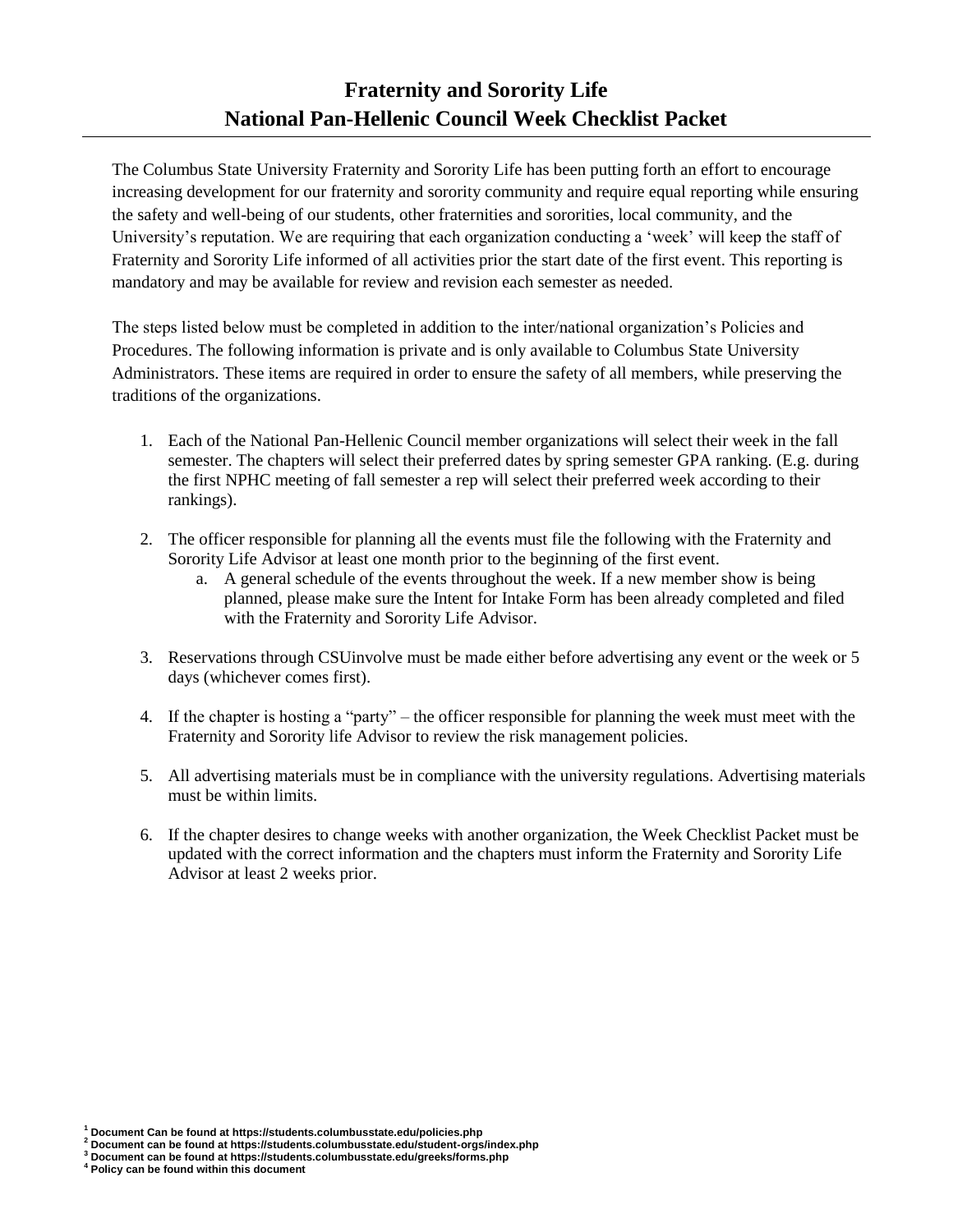# Fraternity and Sorority Life
# National Pan-Hellenic Council Week Checklist Packet

The Columbus State University Fraternity and Sorority Life has been putting forth an effort to encourage increasing development for our fraternity and sorority community and require equal reporting while ensuring the safety and well-being of our students, other fraternities and sororities, local community, and the University's reputation. We are requiring that each organization conducting a 'week' will keep the staff of Fraternity and Sorority Life informed of all activities prior the start date of the first event. This reporting is mandatory and may be available for review and revision each semester as needed.

The steps listed below must be completed in addition to the inter/national organization's Policies and Procedures. The following information is private and is only available to Columbus State University Administrators. These items are required in order to ensure the safety of all members, while preserving the traditions of the organizations.

1. Each of the National Pan-Hellenic Council member organizations will select their week in the fall semester. The chapters will select their preferred dates by spring semester GPA ranking. (E.g. during the first NPHC meeting of fall semester a rep will select their preferred week according to their rankings).
2. The officer responsible for planning all the events must file the following with the Fraternity and Sorority Life Advisor at least one month prior to the beginning of the first event.
   a. A general schedule of the events throughout the week. If a new member show is being planned, please make sure the Intent for Intake Form has been already completed and filed with the Fraternity and Sorority Life Advisor.
3. Reservations through CSUinvolve must be made either before advertising any event or the week or 5 days (whichever comes first).
4. If the chapter is hosting a "party" – the officer responsible for planning the week must meet with the Fraternity and Sorority life Advisor to review the risk management policies.
5. All advertising materials must be in compliance with the university regulations. Advertising materials must be within limits.
6. If the chapter desires to change weeks with another organization, the Week Checklist Packet must be updated with the correct information and the chapters must inform the Fraternity and Sorority Life Advisor at least 2 weeks prior.

[1] **Document Can be found at https://students.columbusstate.edu/policies.php**
[2] **Document can be found at https://students.columbusstate.edu/student-orgs/index.php**
[3] **Document can be found at https://students.columbusstate.edu/greeks/forms.php**
[4] **Policy can be found within this document**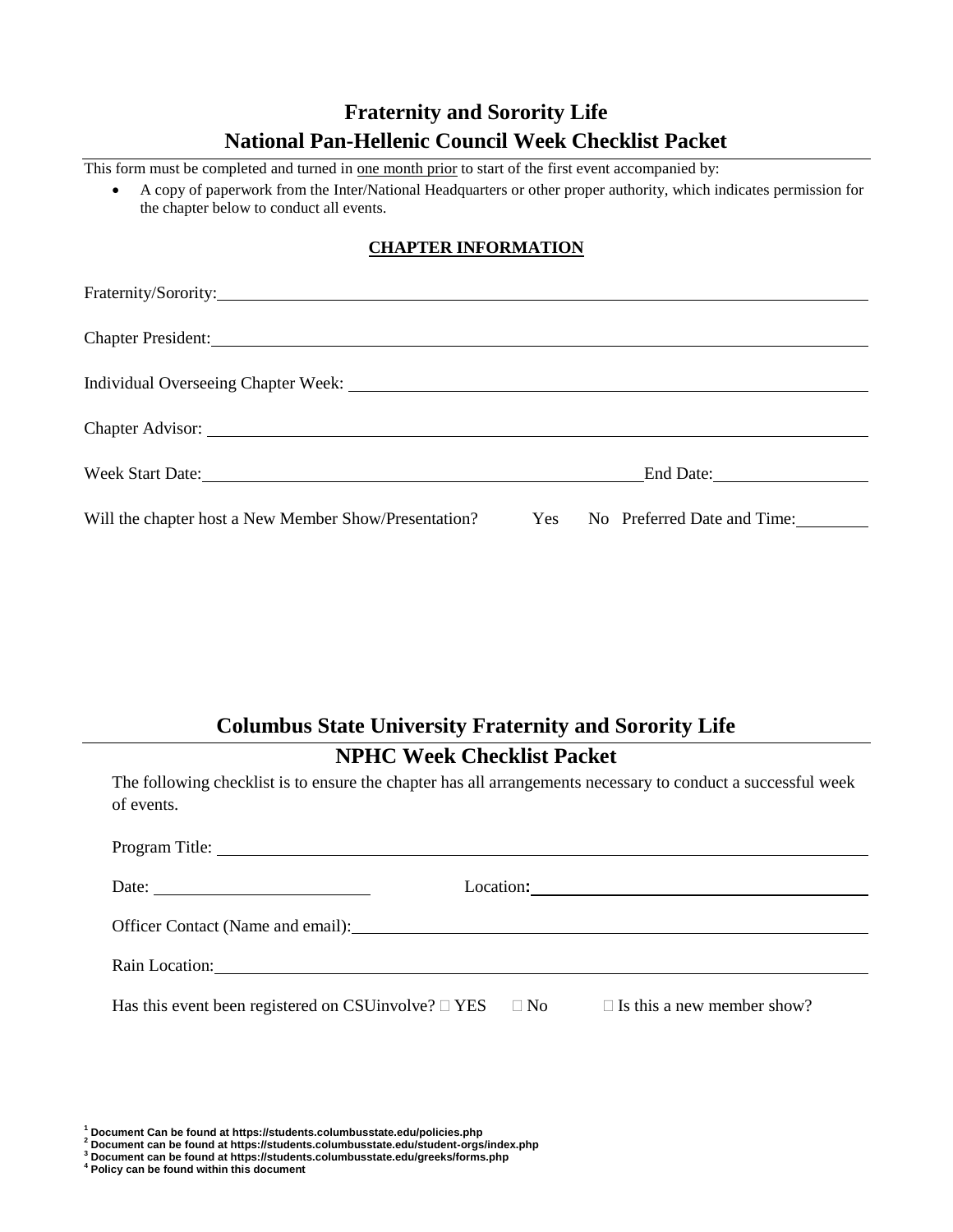## Fraternity and Sorority Life
## National Pan-Hellenic Council Week Checklist Packet

This form must be completed and turned in <u>one month prior</u> to start of the first event accompanied by:

- A copy of paperwork from the Inter/National Headquarters or other proper authority, which indicates permission for the chapter below to conduct all events.

**CHAPTER INFORMATION**

Fraternity/Sorority: ____________________

Chapter President: ____________________

Individual Overseeing Chapter Week: ____________________

Chapter Advisor: ____________________

Week Start Date: ____________________ End Date: ____________________

Will the chapter host a New Member Show/Presentation? Yes No Preferred Date and Time: ________

## Columbus State University Fraternity and Sorority Life
## NPHC Week Checklist Packet

The following checklist is to ensure the chapter has all arrangements necessary to conduct a successful week of events.

Program Title: ____________________

Date: ____________________ Location: ____________________

Officer Contact (Name and email): ____________________

Rain Location: ____________________

Has this event been registered on CSUinvolve? ☐ YES ☐ No ☐ Is this a new member show?

[1] **Document Can be found at https://students.columbusstate.edu/policies.php**
[2] **Document can be found at https://students.columbusstate.edu/student-orgs/index.php**
[3] **Document can be found at https://students.columbusstate.edu/greeks/forms.php**
[4] **Policy can be found within this document**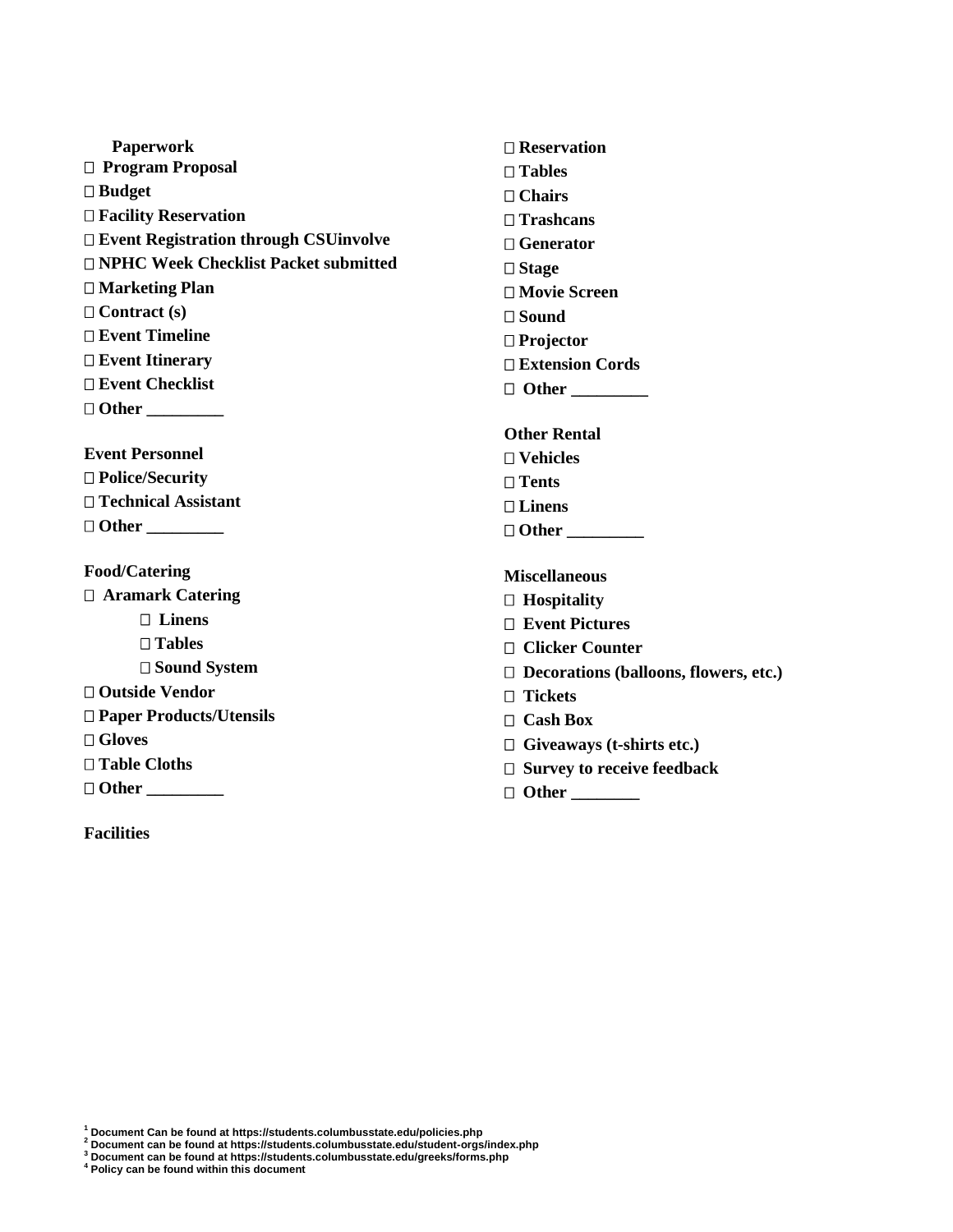**Paperwork**

- ☐ **Program Proposal**
- ☐ **Budget**
- ☐ **Facility Reservation**
- ☐ **Event Registration through CSUinvolve**
- ☐ **NPHC Week Checklist Packet submitted**
- ☐ **Marketing Plan**
- ☐ **Contract (s)**
- ☐ **Event Timeline**
- ☐ **Event Itinerary**
- ☐ **Event Checklist**
- ☐ **Other _________**

**Event Personnel**

- ☐ **Police/Security**
- ☐ **Technical Assistant**
- ☐ **Other _________**

**Food/Catering**

- ☐ **Aramark Catering**
  - ☐ **Linens**
  - ☐ **Tables**
  - ☐ **Sound System**
- ☐ **Outside Vendor**
- ☐ **Paper Products/Utensils**
- ☐ **Gloves**
- ☐ **Table Cloths**
- ☐ **Other _________**

**Facilities**

- ☐ **Reservation**
- ☐ **Tables**
- ☐ **Chairs**
- ☐ **Trashcans**
- ☐ **Generator**
- ☐ **Stage**
- ☐ **Movie Screen**
- ☐ **Sound**
- ☐ **Projector**
- ☐ **Extension Cords**
- ☐ **Other _________**

**Other Rental**

- ☐ **Vehicles**
- ☐ **Tents**
- ☐ **Linens**
- ☐ **Other _________**

**Miscellaneous**

- ☐ **Hospitality**
- ☐ **Event Pictures**
- ☐ **Clicker Counter**
- ☐ **Decorations (balloons, flowers, etc.)**
- ☐ **Tickets**
- ☐ **Cash Box**
- ☐ **Giveaways (t-shirts etc.)**
- ☐ **Survey to receive feedback**
- ☐ **Other ________**

[1] **Document Can be found at https://students.columbusstate.edu/policies.php**
[2] **Document can be found at https://students.columbusstate.edu/student-orgs/index.php**
[3] **Document can be found at https://students.columbusstate.edu/greeks/forms.php**
[4] **Policy can be found within this document**